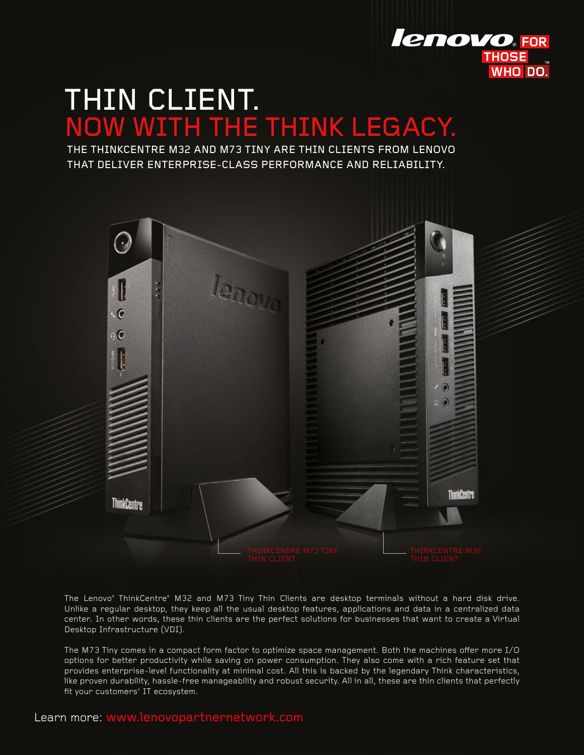lenovo. FOR THOSE WHO DO.™

# THIN CLIENT.
# NOW WITH THE THINK LEGACY.

THE THINKCENTRE M32 AND M73 TINY ARE THIN CLIENTS FROM LENOVO THAT DELIVER ENTERPRISE-CLASS PERFORMANCE AND RELIABILITY.

THINKCENTRE M73 TINY THIN CLIENT

THINKCENTRE M32 THIN CLIENT

The Lenovo® ThinkCentre® M32 and M73 Tiny Thin Clients are desktop terminals without a hard disk drive. Unlike a regular desktop, they keep all the usual desktop features, applications and data in a centralized data center. In other words, these thin clients are the perfect solutions for businesses that want to create a Virtual Desktop Infrastructure (VDI).

The M73 Tiny comes in a compact form factor to optimize space management. Both the machines offer more I/O options for better productivity while saving on power consumption. They also come with a rich feature set that provides enterprise-level functionality at minimal cost. All this is backed by the legendary Think characteristics, like proven durability, hassle-free manageability and robust security. All in all, these are thin clients that perfectly fit your customers' IT ecosystem.

Learn more: www.lenovopartnernetwork.com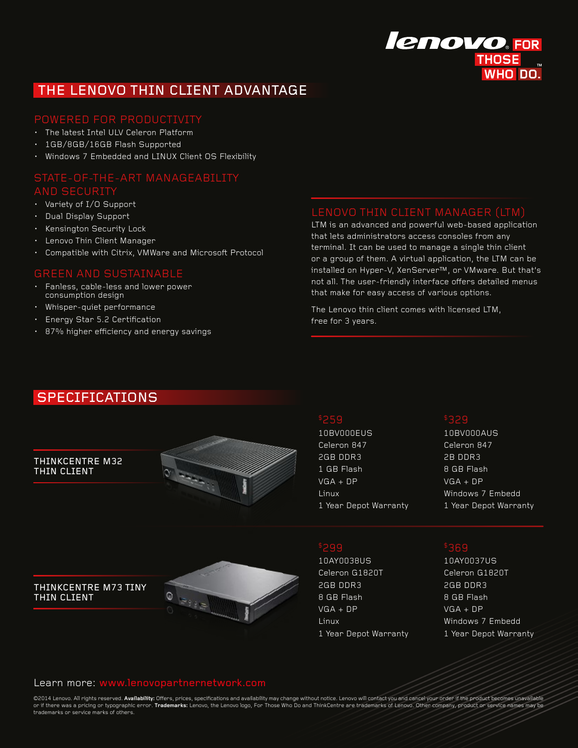lenovo FOR THOSE WHO DO.™

## THE LENOVO THIN CLIENT ADVANTAGE

### POWERED FOR PRODUCTIVITY

- The latest Intel ULV Celeron Platform
- 1GB/8GB/16GB Flash Supported
- Windows 7 Embedded and LINUX Client OS Flexibility

### STATE-OF-THE-ART MANAGEABILITY AND SECURITY

- Variety of I/O Support
- Dual Display Support
- Kensington Security Lock
- Lenovo Thin Client Manager
- Compatible with Citrix, VMWare and Microsoft Protocol

### GREEN AND SUSTAINABLE

- Fanless, cable-less and lower power consumption design
- Whisper-quiet performance
- Energy Star 5.2 Certification
- 87% higher efficiency and energy savings

### LENOVO THIN CLIENT MANAGER (LTM)

LTM is an advanced and powerful web-based application that lets administrators access consoles from any terminal. It can be used to manage a single thin client or a group of them. A virtual application, the LTM can be installed on Hyper-V, XenServer™, or VMware. But that's not all. The user-friendly interface offers detailed menus that make for easy access of various options.

The Lenovo thin client comes with licensed LTM, free for 3 years.

## SPECIFICATIONS

| | | |
|---|---|---|
| THINKCENTRE M32 THIN CLIENT | $259<br>10BV000EUS<br>Celeron 847<br>2GB DDR3<br>1 GB Flash<br>VGA + DP<br>Linux<br>1 Year Depot Warranty | $329<br>10BV000AUS<br>Celeron 847<br>2B DDR3<br>8 GB Flash<br>VGA + DP<br>Windows 7 Embedd<br>1 Year Depot Warranty |
| THINKCENTRE M73 TINY THIN CLIENT | $299<br>10AY0038US<br>Celeron G1820T<br>2GB DDR3<br>8 GB Flash<br>VGA + DP<br>Linux<br>1 Year Depot Warranty | $369<br>10AY0037US<br>Celeron G1820T<br>2GB DDR3<br>8 GB Flash<br>VGA + DP<br>Windows 7 Embedd<br>1 Year Depot Warranty |

Learn more: www.lenovopartnernetwork.com

©2014 Lenovo. All rights reserved. **Availability:** Offers, prices, specifications and availability may change without notice. Lenovo will contact you and cancel your order if the product becomes unavailable or if there was a pricing or typographic error. **Trademarks:** Lenovo, the Lenovo logo, For Those Who Do and ThinkCentre are trademarks of Lenovo. Other company, product or service names may be trademarks or service marks of others.